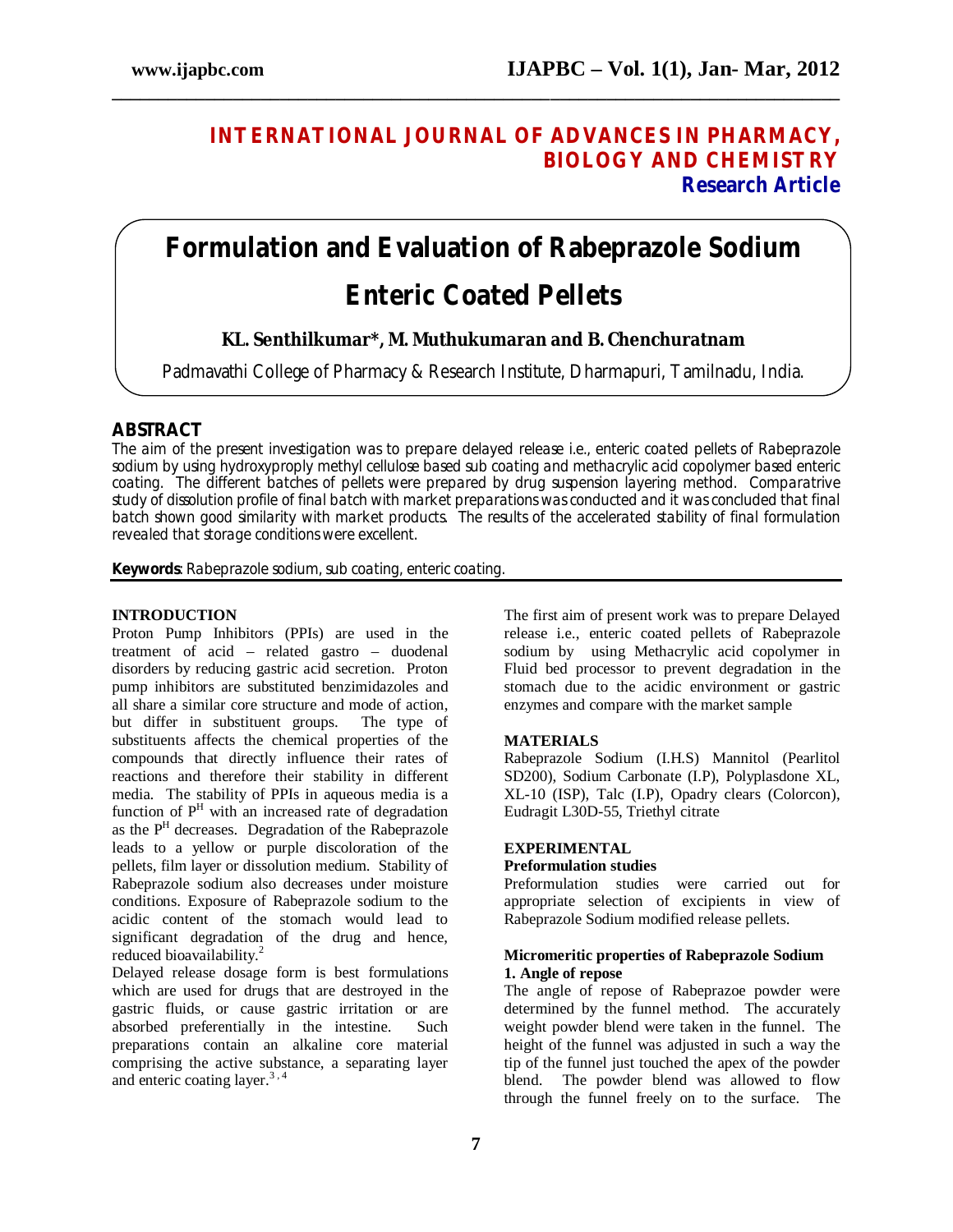**INTERNATIONAL JOURNAL OF ADVANCES IN PHARMACY, BIOLOGY AND CHEMISTRY**

**Research Article**

# Formulation and Evaluation of Rabeprazole Sodium Enteric Coated Pellets

**KL. Senthilkumar\*, M. Muthukumaran and B. Chenchuratnam**

Padmavathi College of Pharmacy & Research Institute, Dharmapuri, Tamilnadu, India.

## ABSTRACT

The aim of the present investigation was to prepare delayed release i.e., enteric coated pellets of Rabeprazole sodium by using hydroxyproply methyl cellulose based sub coating and methacrylic acid copolymer based enteric coating. The different batches of pellets were prepared by drug suspension layering method. Comparatrive study of dissolution profile of final batch with market preparations was conducted and it was concluded that final batch shown good similarity with market products. The results of the accelerated stability of final formulation revealed that storage conditions were excellent.

**Keywords**: Rabeprazole sodium, sub coating, enteric coating.

## INTRODUCTION

Proton Pump Inhibitors (PPIs) are used in the treatment of acid – related gastro – duodenal disorders by reducing gastric acid secretion. Proton pump inhibitors are substituted benzimidazoles and all share a similar core structure and mode of action, but differ in substituent groups. The type of substituents affects the chemical properties of the compounds that directly influence their rates of reactions and therefore their stability in different media. The stability of PPIs in aqueous media is a function of $P^H$ with an increased rate of degradation as the $P^H$ decreases. Degradation of the Rabeprazole leads to a yellow or purple discoloration of the pellets, film layer or dissolution medium. Stability of Rabeprazole sodium also decreases under moisture conditions. Exposure of Rabeprazole sodium to the acidic content of the stomach would lead to significant degradation of the drug and hence, reduced bioavailability.[2]

Delayed release dosage form is best formulations which are used for drugs that are destroyed in the gastric fluids, or cause gastric irritation or are absorbed preferentially in the intestine. Such preparations contain an alkaline core material comprising the active substance, a separating layer and enteric coating layer.[3,4]

The first aim of present work was to prepare Delayed release i.e., enteric coated pellets of Rabeprazole sodium by using Methacrylic acid copolymer in Fluid bed processor to prevent degradation in the stomach due to the acidic environment or gastric enzymes and compare with the market sample

## MATERIALS

Rabeprazole Sodium (I.H.S) Mannitol (Pearlitol SD200), Sodium Carbonate (I.P), Polyplasdone XL, XL-10 (ISP), Talc (I.P), Opadry clears (Colorcon), Eudragit L30D-55, Triethyl citrate

## EXPERIMENTAL

### Preformulation studies

Preformulation studies were carried out for appropriate selection of excipients in view of Rabeprazole Sodium modified release pellets.

### Micromeritic properties of Rabeprazole Sodium

**1. Angle of repose**

The angle of repose of Rabeprazoe powder were determined by the funnel method. The accurately weight powder blend were taken in the funnel. The height of the funnel was adjusted in such a way the tip of the funnel just touched the apex of the powder blend. The powder blend was allowed to flow through the funnel freely on to the surface. The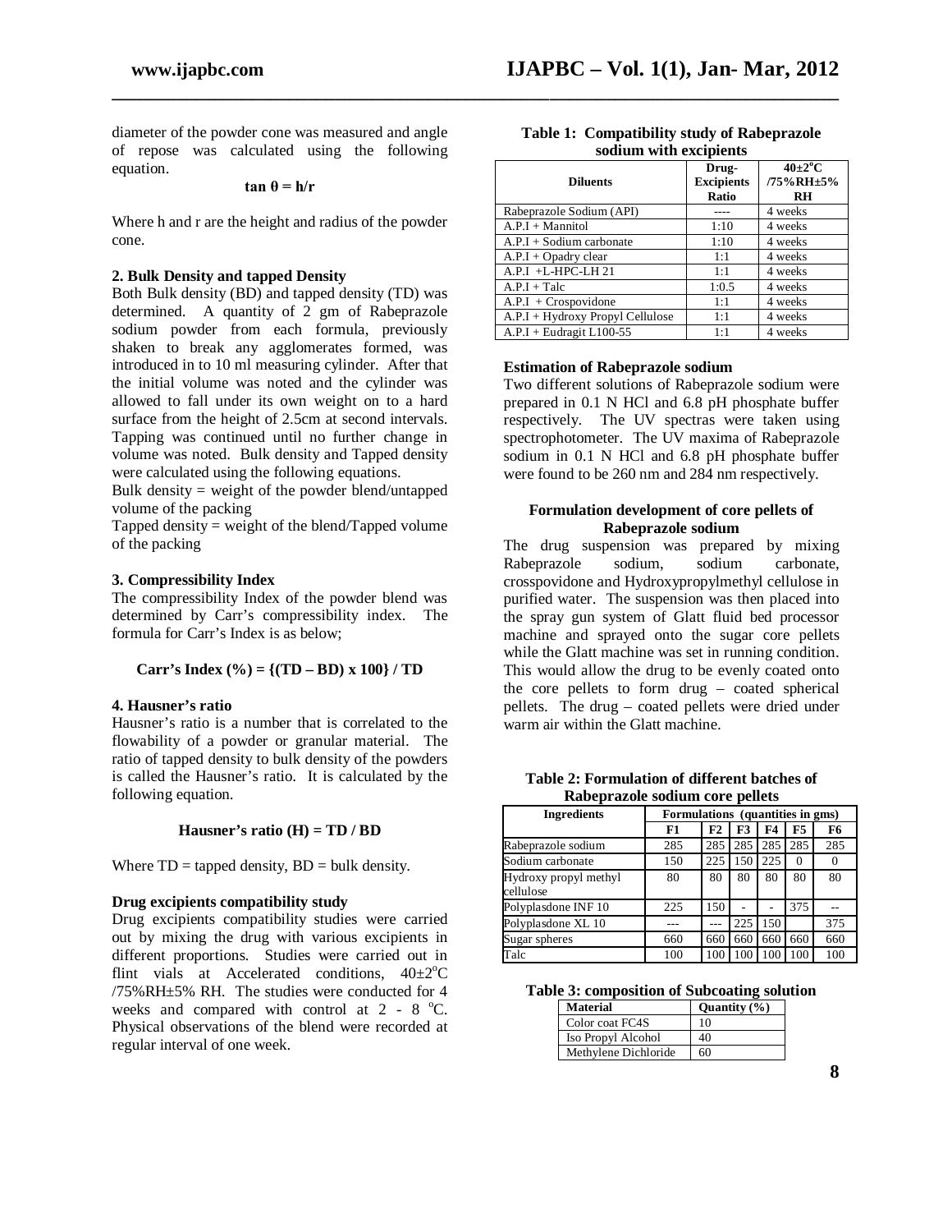diameter of the powder cone was measured and angle of repose was calculated using the following equation.

$$\tan \theta = h/r$$

Where h and r are the height and radius of the powder cone.

**2. Bulk Density and tapped Density**

Both Bulk density (BD) and tapped density (TD) was determined. A quantity of 2 gm of Rabeprazole sodium powder from each formula, previously shaken to break any agglomerates formed, was introduced in to 10 ml measuring cylinder. After that the initial volume was noted and the cylinder was allowed to fall under its own weight on to a hard surface from the height of 2.5cm at second intervals. Tapping was continued until no further change in volume was noted. Bulk density and Tapped density were calculated using the following equations.

Bulk density = weight of the powder blend/untapped volume of the packing

Tapped density = weight of the blend/Tapped volume of the packing

**3. Compressibility Index**

The compressibility Index of the powder blend was determined by Carr's compressibility index. The formula for Carr's Index is as below;

$$\text{Carr's Index } (\%) = \{(TD - BD) \times 100\} / TD$$

**4. Hausner's ratio**

Hausner's ratio is a number that is correlated to the flowability of a powder or granular material. The ratio of tapped density to bulk density of the powders is called the Hausner's ratio. It is calculated by the following equation.

$$\text{Hausner's ratio } (H) = TD / BD$$

Where TD = tapped density, BD = bulk density.

**Drug excipients compatibility study**

Drug excipients compatibility studies were carried out by mixing the drug with various excipients in different proportions. Studies were carried out in flint vials at Accelerated conditions, $40\pm2^oC$ /75%RH±5% RH. The studies were conducted for 4 weeks and compared with control at 2 - 8 $^oC$. Physical observations of the blend were recorded at regular interval of one week.

**Table 1: Compatibility study of Rabeprazole sodium with excipients**

| Diluents | Drug-Excipients Ratio | $40\pm2^oC$ /75%RH±5% RH |
|---|---|---|
| Rabeprazole Sodium (API) | ---- | 4 weeks |
| A.P.I + Mannitol | 1:10 | 4 weeks |
| A.P.I + Sodium carbonate | 1:10 | 4 weeks |
| A.P.I + Opadry clear | 1:1 | 4 weeks |
| A.P.I +L-HPC-LH 21 | 1:1 | 4 weeks |
| A.P.I + Talc | 1:0.5 | 4 weeks |
| A.P.I + Crospovidone | 1:1 | 4 weeks |
| A.P.I + Hydroxy Propyl Cellulose | 1:1 | 4 weeks |
| A.P.I + Eudragit L100-55 | 1:1 | 4 weeks |

**Estimation of Rabeprazole sodium**

Two different solutions of Rabeprazole sodium were prepared in 0.1 N HCl and 6.8 pH phosphate buffer respectively. The UV spectras were taken using spectrophotometer. The UV maxima of Rabeprazole sodium in 0.1 N HCl and 6.8 pH phosphate buffer were found to be 260 nm and 284 nm respectively.

**Formulation development of core pellets of Rabeprazole sodium**

The drug suspension was prepared by mixing Rabeprazole sodium, sodium carbonate, crosspovidone and Hydroxypropylmethyl cellulose in purified water. The suspension was then placed into the spray gun system of Glatt fluid bed processor machine and sprayed onto the sugar core pellets while the Glatt machine was set in running condition. This would allow the drug to be evenly coated onto the core pellets to form drug – coated spherical pellets. The drug – coated pellets were dried under warm air within the Glatt machine.

**Table 2: Formulation of different batches of Rabeprazole sodium core pellets**

| Ingredients | Formulations (quantities in gms) | | | | | |
|---|---|---|---|---|---|---|
| | F1 | F2 | F3 | F4 | F5 | F6 |
| Rabeprazole sodium | 285 | 285 | 285 | 285 | 285 | 285 |
| Sodium carbonate | 150 | 225 | 150 | 225 | 0 | 0 |
| Hydroxy propyl methyl cellulose | 80 | 80 | 80 | 80 | 80 | 80 |
| Polyplasdone INF 10 | 225 | 150 | - | - | 375 | -- |
| Polyplasdone XL 10 | --- | --- | 225 | 150 | | 375 |
| Sugar spheres | 660 | 660 | 660 | 660 | 660 | 660 |
| Talc | 100 | 100 | 100 | 100 | 100 | 100 |

**Table 3: composition of Subcoating solution**

| Material | Quantity (%) |
|---|---|
| Color coat FC4S | 10 |
| Iso Propyl Alcohol | 40 |
| Methylene Dichloride | 60 |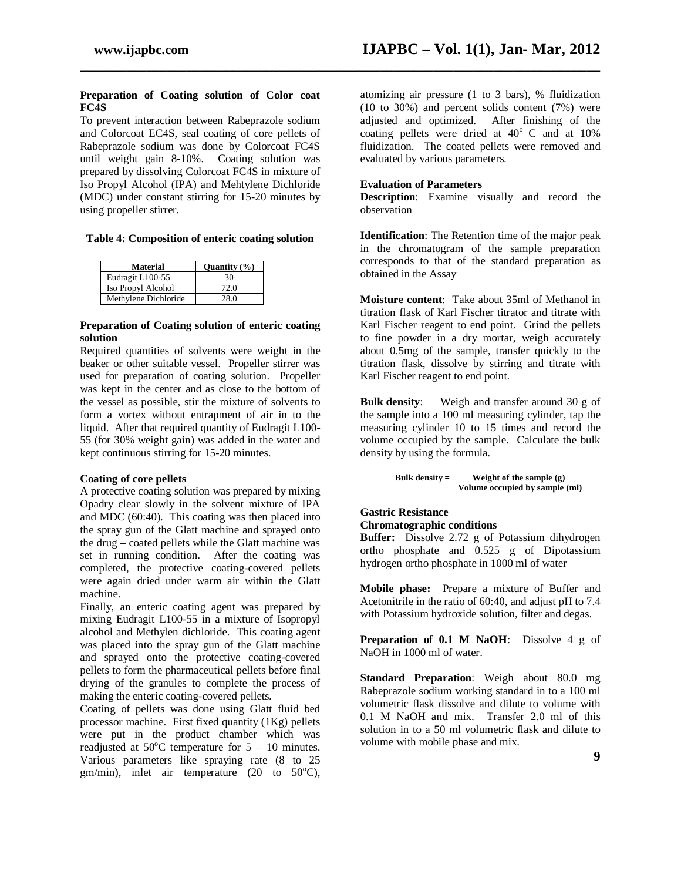**Preparation of Coating solution of Color coat FC4S**

To prevent interaction between Rabeprazole sodium and Colorcoat EC4S, seal coating of core pellets of Rabeprazole sodium was done by Colorcoat FC4S until weight gain 8-10%. Coating solution was prepared by dissolving Colorcoat FC4S in mixture of Iso Propyl Alcohol (IPA) and Mehtylene Dichloride (MDC) under constant stirring for 15-20 minutes by using propeller stirrer.

**Table 4: Composition of enteric coating solution**

| Material | Quantity (%) |
|---|---|
| Eudragit L100-55 | 30 |
| Iso Propyl Alcohol | 72.0 |
| Methylene Dichloride | 28.0 |

**Preparation of Coating solution of enteric coating solution**

Required quantities of solvents were weight in the beaker or other suitable vessel. Propeller stirrer was used for preparation of coating solution. Propeller was kept in the center and as close to the bottom of the vessel as possible, stir the mixture of solvents to form a vortex without entrapment of air in to the liquid. After that required quantity of Eudragit L100-55 (for 30% weight gain) was added in the water and kept continuous stirring for 15-20 minutes.

**Coating of core pellets**

A protective coating solution was prepared by mixing Opadry clear slowly in the solvent mixture of IPA and MDC (60:40). This coating was then placed into the spray gun of the Glatt machine and sprayed onto the drug – coated pellets while the Glatt machine was set in running condition. After the coating was completed, the protective coating-covered pellets were again dried under warm air within the Glatt machine.

Finally, an enteric coating agent was prepared by mixing Eudragit L100-55 in a mixture of Isopropyl alcohol and Methylen dichloride. This coating agent was placed into the spray gun of the Glatt machine and sprayed onto the protective coating-covered pellets to form the pharmaceutical pellets before final drying of the granules to complete the process of making the enteric coating-covered pellets.

Coating of pellets was done using Glatt fluid bed processor machine. First fixed quantity (1Kg) pellets were put in the product chamber which was readjusted at 50$^{o}$C temperature for 5 – 10 minutes. Various parameters like spraying rate (8 to 25 gm/min), inlet air temperature (20 to 50$^{o}$C), atomizing air pressure (1 to 3 bars), % fluidization (10 to 30%) and percent solids content (7%) were adjusted and optimized. After finishing of the coating pellets were dried at 40$^{o}$ C and at 10% fluidization. The coated pellets were removed and evaluated by various parameters.

**Evaluation of Parameters**

**Description**: Examine visually and record the observation

**Identification**: The Retention time of the major peak in the chromatogram of the sample preparation corresponds to that of the standard preparation as obtained in the Assay

**Moisture content**: Take about 35ml of Methanol in titration flask of Karl Fischer titrator and titrate with Karl Fischer reagent to end point. Grind the pellets to fine powder in a dry mortar, weigh accurately about 0.5mg of the sample, transfer quickly to the titration flask, dissolve by stirring and titrate with Karl Fischer reagent to end point.

**Bulk density**: Weigh and transfer around 30 g of the sample into a 100 ml measuring cylinder, tap the measuring cylinder 10 to 15 times and record the volume occupied by the sample. Calculate the bulk density by using the formula.

$$\text{Bulk density} = \frac{\text{Weight of the sample (g)}}{\text{Volume occupied by sample (ml)}}$$

**Gastric Resistance**

**Chromatographic conditions**

**Buffer:** Dissolve 2.72 g of Potassium dihydrogen ortho phosphate and 0.525 g of Dipotassium hydrogen ortho phosphate in 1000 ml of water

**Mobile phase:** Prepare a mixture of Buffer and Acetonitrile in the ratio of 60:40, and adjust pH to 7.4 with Potassium hydroxide solution, filter and degas.

**Preparation of 0.1 M NaOH**: Dissolve 4 g of NaOH in 1000 ml of water.

**Standard Preparation**: Weigh about 80.0 mg Rabeprazole sodium working standard in to a 100 ml volumetric flask dissolve and dilute to volume with 0.1 M NaOH and mix. Transfer 2.0 ml of this solution in to a 50 ml volumetric flask and dilute to volume with mobile phase and mix.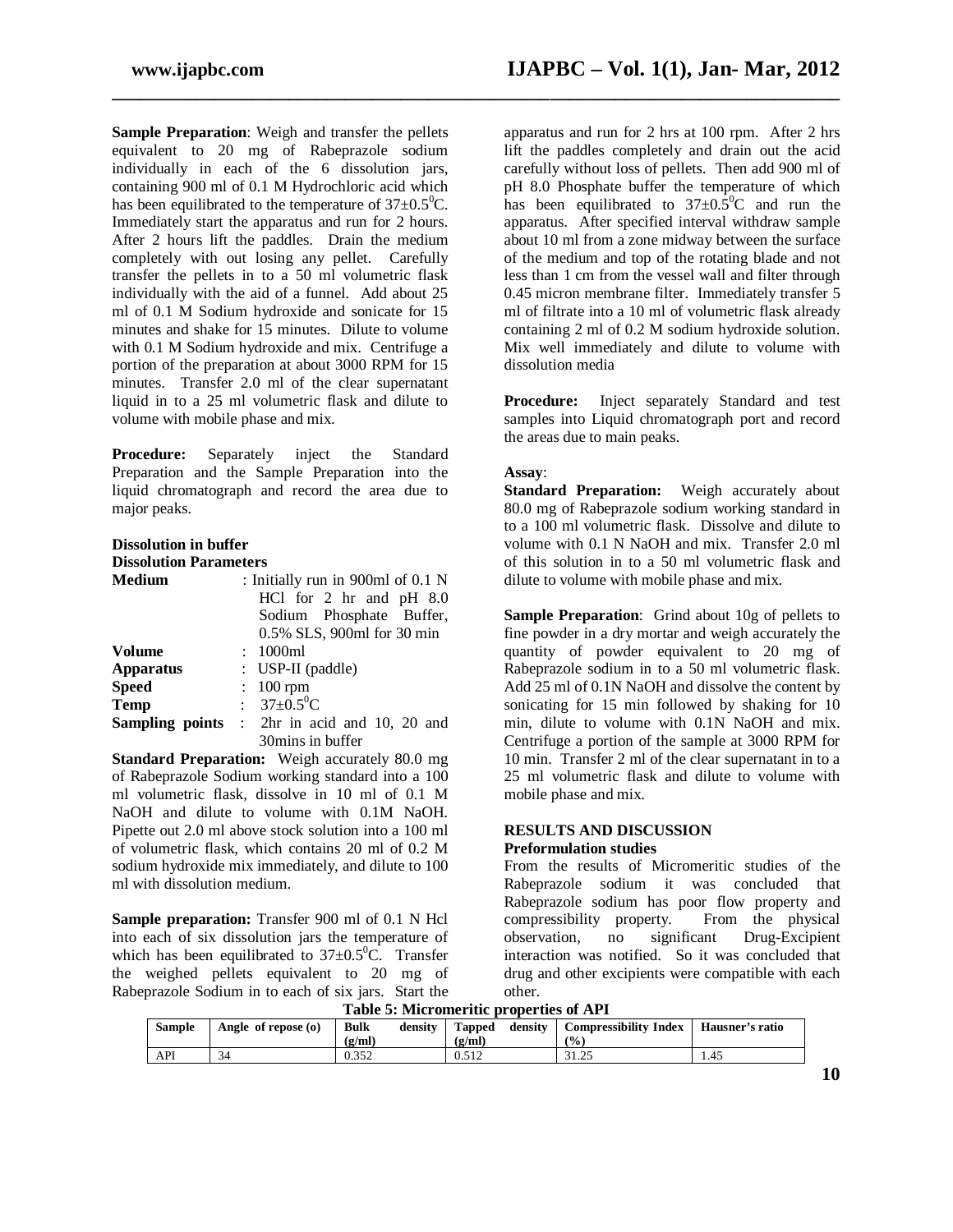**Sample Preparation**: Weigh and transfer the pellets equivalent to 20 mg of Rabeprazole sodium individually in each of the 6 dissolution jars, containing 900 ml of 0.1 M Hydrochloric acid which has been equilibrated to the temperature of $37\pm0.5^0$C. Immediately start the apparatus and run for 2 hours. After 2 hours lift the paddles. Drain the medium completely with out losing any pellet. Carefully transfer the pellets in to a 50 ml volumetric flask individually with the aid of a funnel. Add about 25 ml of 0.1 M Sodium hydroxide and sonicate for 15 minutes and shake for 15 minutes. Dilute to volume with 0.1 M Sodium hydroxide and mix. Centrifuge a portion of the preparation at about 3000 RPM for 15 minutes. Transfer 2.0 ml of the clear supernatant liquid in to a 25 ml volumetric flask and dilute to volume with mobile phase and mix.

**Procedure:** Separately inject the Standard Preparation and the Sample Preparation into the liquid chromatograph and record the area due to major peaks.

**Dissolution in buffer**

**Dissolution Parameters**

| | |
|---|---|
| **Medium** | : Initially run in 900ml of 0.1 N HCl for 2 hr and pH 8.0 Sodium Phosphate Buffer, 0.5% SLS, 900ml for 30 min |
| **Volume** | : 1000ml |
| **Apparatus** | : USP-II (paddle) |
| **Speed** | : 100 rpm |
| **Temp** | : $37\pm0.5^0$C |
| **Sampling points** | : 2hr in acid and 10, 20 and 30mins in buffer |

**Standard Preparation:** Weigh accurately 80.0 mg of Rabeprazole Sodium working standard into a 100 ml volumetric flask, dissolve in 10 ml of 0.1 M NaOH and dilute to volume with 0.1M NaOH. Pipette out 2.0 ml above stock solution into a 100 ml of volumetric flask, which contains 20 ml of 0.2 M sodium hydroxide mix immediately, and dilute to 100 ml with dissolution medium.

**Sample preparation:** Transfer 900 ml of 0.1 N Hcl into each of six dissolution jars the temperature of which has been equilibrated to $37\pm0.5^0$C. Transfer the weighed pellets equivalent to 20 mg of Rabeprazole Sodium in to each of six jars. Start the apparatus and run for 2 hrs at 100 rpm. After 2 hrs lift the paddles completely and drain out the acid carefully without loss of pellets. Then add 900 ml of pH 8.0 Phosphate buffer the temperature of which has been equilibrated to $37\pm0.5^0$C and run the apparatus. After specified interval withdraw sample about 10 ml from a zone midway between the surface of the medium and top of the rotating blade and not less than 1 cm from the vessel wall and filter through 0.45 micron membrane filter. Immediately transfer 5 ml of filtrate into a 10 ml of volumetric flask already containing 2 ml of 0.2 M sodium hydroxide solution. Mix well immediately and dilute to volume with dissolution media

**Procedure:** Inject separately Standard and test samples into Liquid chromatograph port and record the areas due to main peaks.

**Assay**:

**Standard Preparation:** Weigh accurately about 80.0 mg of Rabeprazole sodium working standard in to a 100 ml volumetric flask. Dissolve and dilute to volume with 0.1 N NaOH and mix. Transfer 2.0 ml of this solution in to a 50 ml volumetric flask and dilute to volume with mobile phase and mix.

**Sample Preparation**: Grind about 10g of pellets to fine powder in a dry mortar and weigh accurately the quantity of powder equivalent to 20 mg of Rabeprazole sodium in to a 50 ml volumetric flask. Add 25 ml of 0.1N NaOH and dissolve the content by sonicating for 15 min followed by shaking for 10 min, dilute to volume with 0.1N NaOH and mix. Centrifuge a portion of the sample at 3000 RPM for 10 min. Transfer 2 ml of the clear supernatant in to a 25 ml volumetric flask and dilute to volume with mobile phase and mix.

## RESULTS AND DISCUSSION

**Preformulation studies**

From the results of Micromeritic studies of the Rabeprazole sodium it was concluded that Rabeprazole sodium has poor flow property and compressibility property. From the physical observation, no significant Drug-Excipient interaction was notified. So it was concluded that drug and other excipients were compatible with each other.

**Table 5: Micromeritic properties of API**

| Sample | Angle of repose (o) | Bulk density (g/ml) | Tapped density (g/ml) | Compressibility Index (%) | Hausner's ratio |
|---|---|---|---|---|---|
| API | 34 | 0.352 | 0.512 | 31.25 | 1.45 |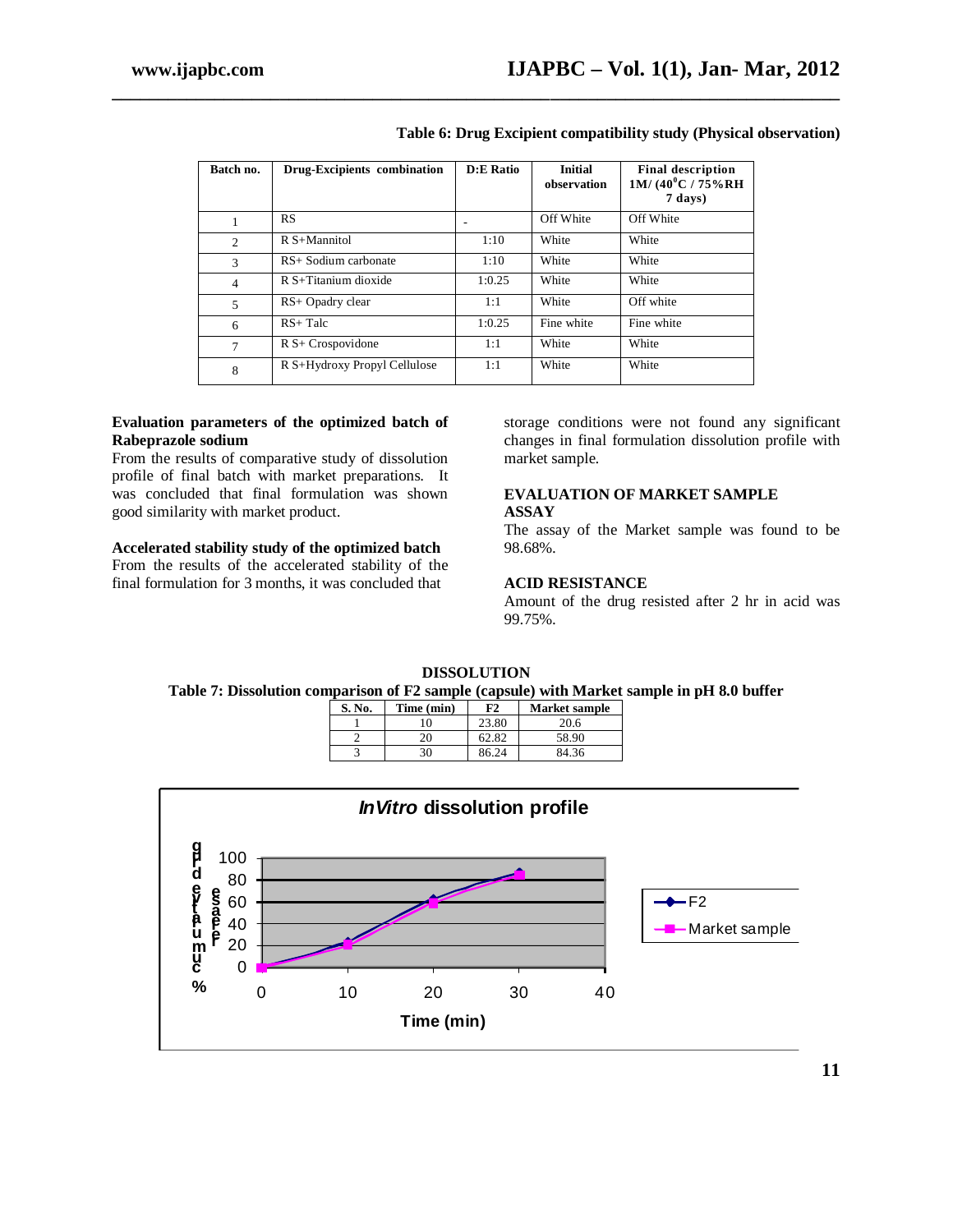**Table 6: Drug Excipient compatibility study (Physical observation)**

| Batch no. | Drug-Excipients combination | D:E Ratio | Initial observation | Final description 1M/ (40$^0$C / 75%RH 7 days) |
|---|---|---|---|---|
| 1 | RS | - | Off White | Off White |
| 2 | R S+Mannitol | 1:10 | White | White |
| 3 | RS+ Sodium carbonate | 1:10 | White | White |
| 4 | R S+Titanium dioxide | 1:0.25 | White | White |
| 5 | RS+ Opadry clear | 1:1 | White | Off white |
| 6 | RS+ Talc | 1:0.25 | Fine white | Fine white |
| 7 | R S+ Crospovidone | 1:1 | White | White |
| 8 | R S+Hydroxy Propyl Cellulose | 1:1 | White | White |

**Evaluation parameters of the optimized batch of Rabeprazole sodium**

From the results of comparative study of dissolution profile of final batch with market preparations. It was concluded that final formulation was shown good similarity with market product.

**Accelerated stability study of the optimized batch**

From the results of the accelerated stability of the final formulation for 3 months, it was concluded that storage conditions were not found any significant changes in final formulation dissolution profile with market sample.

**EVALUATION OF MARKET SAMPLE**

**ASSAY**

The assay of the Market sample was found to be 98.68%.

**ACID RESISTANCE**

Amount of the drug resisted after 2 hr in acid was 99.75%.

**DISSOLUTION**

**Table 7: Dissolution comparison of F2 sample (capsule) with Market sample in pH 8.0 buffer**

| S. No. | Time (min) | F2 | Market sample |
|---|---|---|---|
| 1 | 10 | 23.80 | 20.6 |
| 2 | 20 | 62.82 | 58.90 |
| 3 | 30 | 86.24 | 84.36 |

*InVitro* **dissolution profile**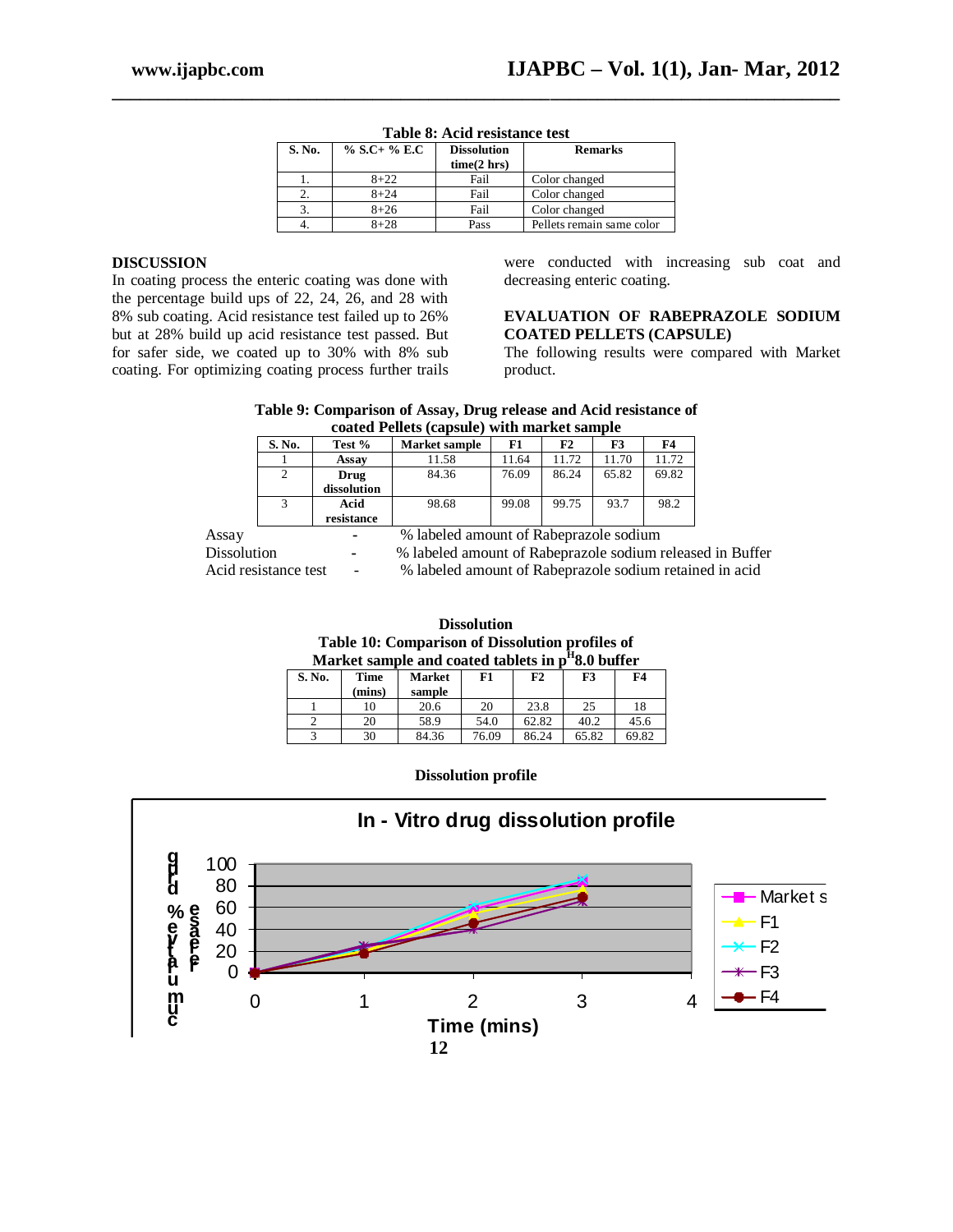**Table 8: Acid resistance test**

| S. No. | % S.C+ % E.C | Dissolution time(2 hrs) | Remarks |
|---|---|---|---|
| 1. | 8+22 | Fail | Color changed |
| 2. | 8+24 | Fail | Color changed |
| 3. | 8+26 | Fail | Color changed |
| 4. | 8+28 | Pass | Pellets remain same color |

## DISCUSSION

In coating process the enteric coating was done with the percentage build ups of 22, 24, 26, and 28 with 8% sub coating. Acid resistance test failed up to 26% but at 28% build up acid resistance test passed. But for safer side, we coated up to 30% with 8% sub coating. For optimizing coating process further trails were conducted with increasing sub coat and decreasing enteric coating.

## EVALUATION OF RABEPRAZOLE SODIUM COATED PELLETS (CAPSULE)

The following results were compared with Market product.

**Table 9: Comparison of Assay, Drug release and Acid resistance of coated Pellets (capsule) with market sample**

| S. No. | Test % | Market sample | F1 | F2 | F3 | F4 |
|---|---|---|---|---|---|---|
| 1 | Assay | 11.58 | 11.64 | 11.72 | 11.70 | 11.72 |
| 2 | Drug dissolution | 84.36 | 76.09 | 86.24 | 65.82 | 69.82 |
| 3 | Acid resistance | 98.68 | 99.08 | 99.75 | 93.7 | 98.2 |

Assay - % labeled amount of Rabeprazole sodium
Dissolution - % labeled amount of Rabeprazole sodium released in Buffer
Acid resistance test - % labeled amount of Rabeprazole sodium retained in acid

**Dissolution**

**Table 10: Comparison of Dissolution profiles of Market sample and coated tablets in $p^H$8.0 buffer**

| S. No. | Time (mins) | Market sample | F1 | F2 | F3 | F4 |
|---|---|---|---|---|---|---|
| 1 | 10 | 20.6 | 20 | 23.8 | 25 | 18 |
| 2 | 20 | 58.9 | 54.0 | 62.82 | 40.2 | 45.6 |
| 3 | 30 | 84.36 | 76.09 | 86.24 | 65.82 | 69.82 |

**Dissolution profile**

**In - Vitro drug dissolution profile**

(Graph: % cumulative drug release vs Time (mins); series: Market s, F1, F2, F3, F4)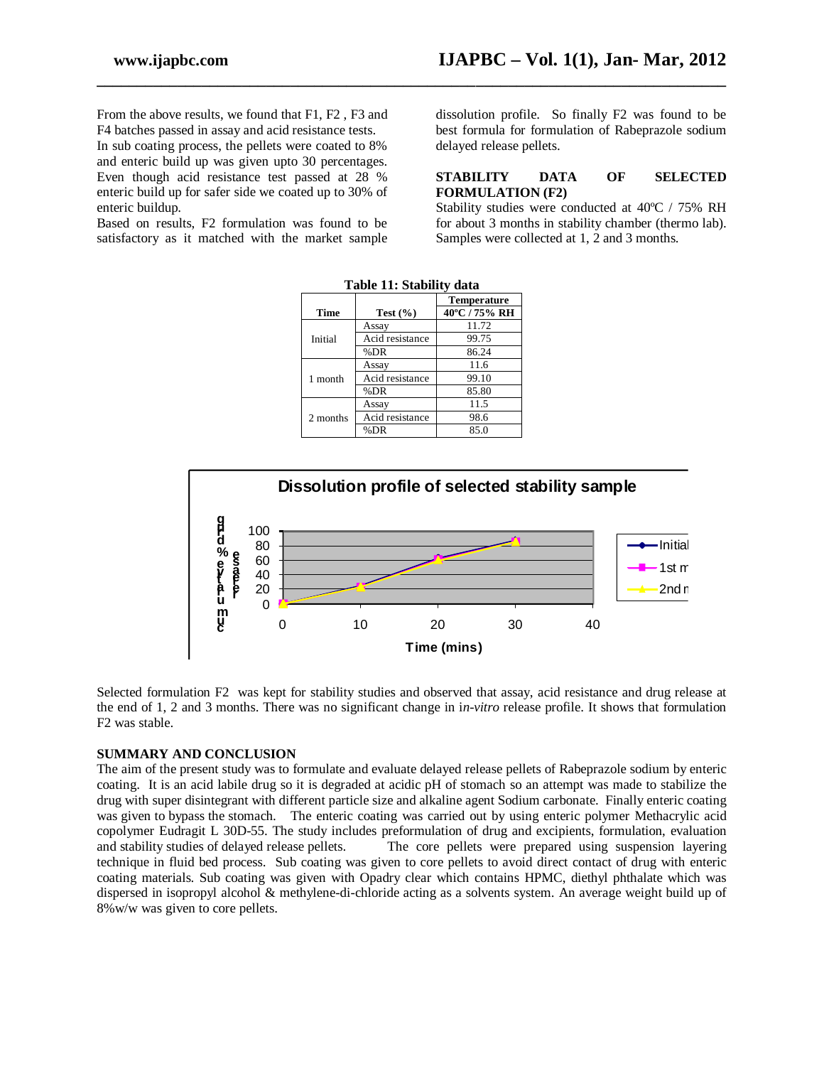From the above results, we found that F1, F2 , F3 and F4 batches passed in assay and acid resistance tests.

In sub coating process, the pellets were coated to 8% and enteric build up was given upto 30 percentages. Even though acid resistance test passed at 28 % enteric build up for safer side we coated up to 30% of enteric buildup.

Based on results, F2 formulation was found to be satisfactory as it matched with the market sample dissolution profile. So finally F2 was found to be best formula for formulation of Rabeprazole sodium delayed release pellets.

## STABILITY DATA OF SELECTED FORMULATION (F2)

Stability studies were conducted at 40ºC / 75% RH for about 3 months in stability chamber (thermo lab). Samples were collected at 1, 2 and 3 months.

**Table 11: Stability data**

| Time | Test (%) | Temperature 40ºC / 75% RH |
|---|---|---|
| Initial | Assay | 11.72 |
| | Acid resistance | 99.75 |
| | %DR | 86.24 |
| 1 month | Assay | 11.6 |
| | Acid resistance | 99.10 |
| | %DR | 85.80 |
| 2 months | Assay | 11.5 |
| | Acid resistance | 98.6 |
| | %DR | 85.0 |

Dissolution profile of selected stability sample

Selected formulation F2 was kept for stability studies and observed that assay, acid resistance and drug release at the end of 1, 2 and 3 months. There was no significant change in i*n-vitro* release profile. It shows that formulation F2 was stable.

## SUMMARY AND CONCLUSION

The aim of the present study was to formulate and evaluate delayed release pellets of Rabeprazole sodium by enteric coating. It is an acid labile drug so it is degraded at acidic pH of stomach so an attempt was made to stabilize the drug with super disintegrant with different particle size and alkaline agent Sodium carbonate. Finally enteric coating was given to bypass the stomach. The enteric coating was carried out by using enteric polymer Methacrylic acid copolymer Eudragit L 30D-55. The study includes preformulation of drug and excipients, formulation, evaluation and stability studies of delayed release pellets. The core pellets were prepared using suspension layering technique in fluid bed process. Sub coating was given to core pellets to avoid direct contact of drug with enteric coating materials. Sub coating was given with Opadry clear which contains HPMC, diethyl phthalate which was dispersed in isopropyl alcohol & methylene-di-chloride acting as a solvents system. An average weight build up of 8%w/w was given to core pellets.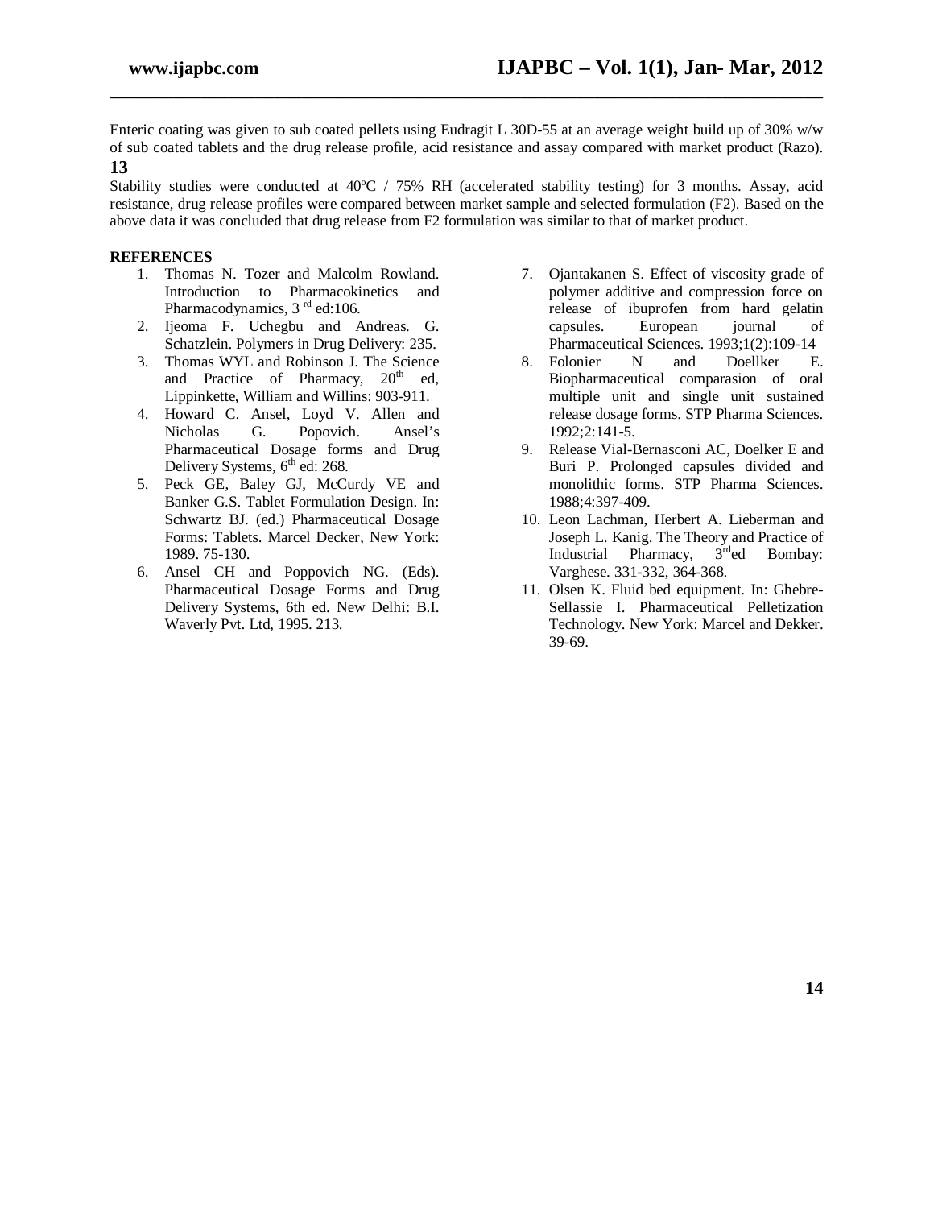Enteric coating was given to sub coated pellets using Eudragit L 30D-55 at an average weight build up of 30% w/w of sub coated tablets and the drug release profile, acid resistance and assay compared with market product (Razo).

**13**

Stability studies were conducted at 40ºC / 75% RH (accelerated stability testing) for 3 months. Assay, acid resistance, drug release profiles were compared between market sample and selected formulation (F2). Based on the above data it was concluded that drug release from F2 formulation was similar to that of market product.

**REFERENCES**

1. Thomas N. Tozer and Malcolm Rowland. Introduction to Pharmacokinetics and Pharmacodynamics, 3 rd ed:106.
2. Ijeoma F. Uchegbu and Andreas. G. Schatzlein. Polymers in Drug Delivery: 235.
3. Thomas WYL and Robinson J. The Science and Practice of Pharmacy, 20th ed, Lippinkette, William and Willins: 903-911.
4. Howard C. Ansel, Loyd V. Allen and Nicholas G. Popovich. Ansel's Pharmaceutical Dosage forms and Drug Delivery Systems, 6th ed: 268.
5. Peck GE, Baley GJ, McCurdy VE and Banker G.S. Tablet Formulation Design. In: Schwartz BJ. (ed.) Pharmaceutical Dosage Forms: Tablets. Marcel Decker, New York: 1989. 75-130.
6. Ansel CH and Poppovich NG. (Eds). Pharmaceutical Dosage Forms and Drug Delivery Systems, 6th ed. New Delhi: B.I. Waverly Pvt. Ltd, 1995. 213.
7. Ojantakanen S. Effect of viscosity grade of polymer additive and compression force on release of ibuprofen from hard gelatin capsules. European journal of Pharmaceutical Sciences. 1993;1(2):109-14
8. Folonier N and Doellker E. Biopharmaceutical comparasion of oral multiple unit and single unit sustained release dosage forms. STP Pharma Sciences. 1992;2:141-5.
9. Release Vial-Bernasconi AC, Doelker E and Buri P. Prolonged capsules divided and monolithic forms. STP Pharma Sciences. 1988;4:397-409.
10. Leon Lachman, Herbert A. Lieberman and Joseph L. Kanig. The Theory and Practice of Industrial Pharmacy, 3rd ed Bombay: Varghese. 331-332, 364-368.
11. Olsen K. Fluid bed equipment. In: Ghebre-Sellassie I. Pharmaceutical Pelletization Technology. New York: Marcel and Dekker. 39-69.